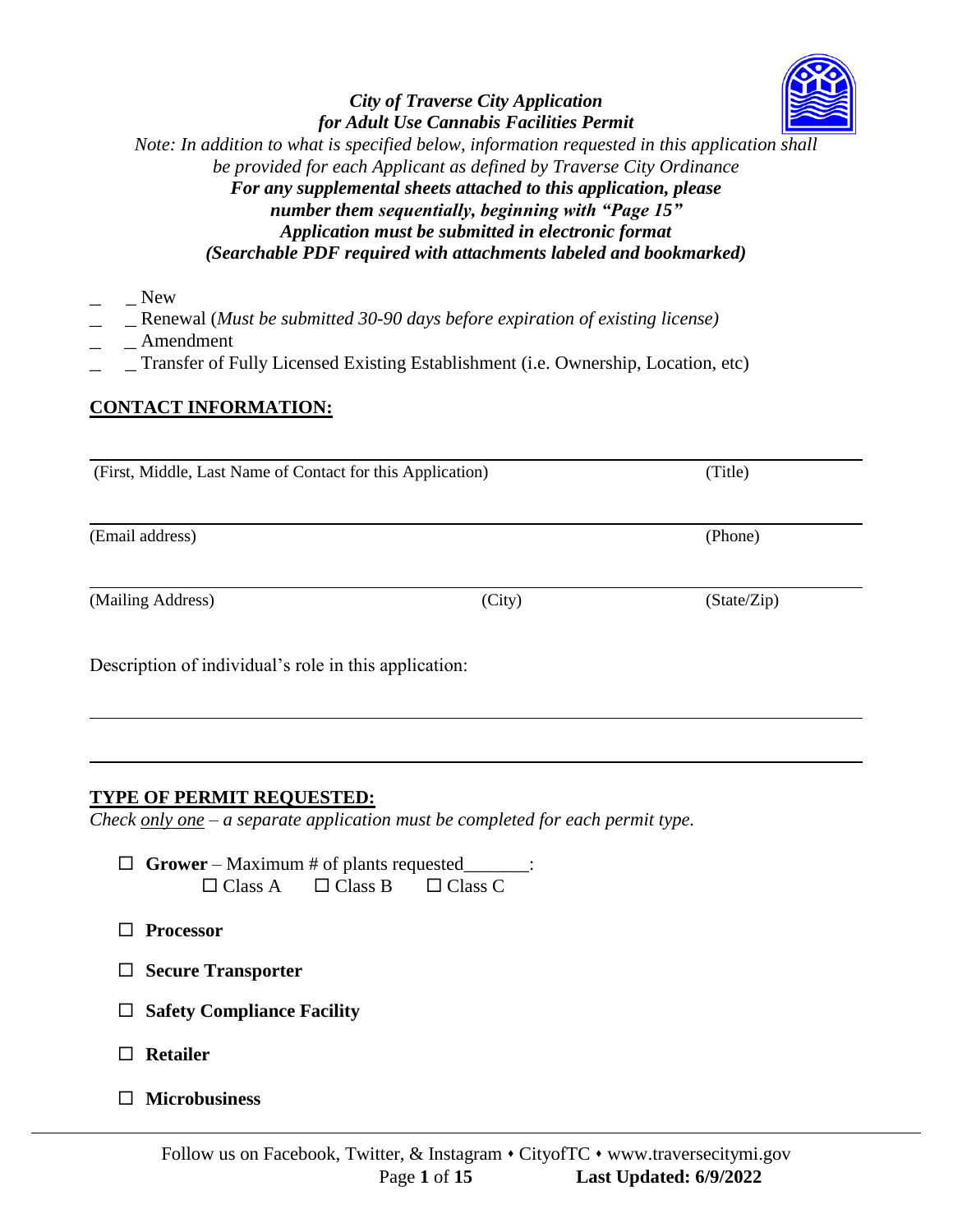***City of Traverse City Application***
***for Adult Use Cannabis Facilities Permit***

*Note: In addition to what is specified below, information requested in this application shall be provided for each Applicant as defined by Traverse City Ordinance*

***For any supplemental sheets attached to this application, please number them sequentially, beginning with "Page 15"***

***Application must be submitted in electronic format***

***(Searchable PDF required with attachments labeled and bookmarked)***

_ _ New

_ _ Renewal (*Must be submitted 30-90 days before expiration of existing license)*

_ _ Amendment

_ _ Transfer of Fully Licensed Existing Establishment (i.e. Ownership, Location, etc)

## CONTACT INFORMATION:

(First, Middle, Last Name of Contact for this Application) (Title)

(Email address) (Phone)

(Mailing Address) (City) (State/Zip)

Description of individual's role in this application:

## TYPE OF PERMIT REQUESTED:

*Check only one – a separate application must be completed for each permit type.*

- ☐ **Grower** – Maximum # of plants requested_______:
  - ☐ Class A ☐ Class B ☐ Class C
- ☐ **Processor**
- ☐ **Secure Transporter**
- ☐ **Safety Compliance Facility**
- ☐ **Retailer**
- ☐ **Microbusiness**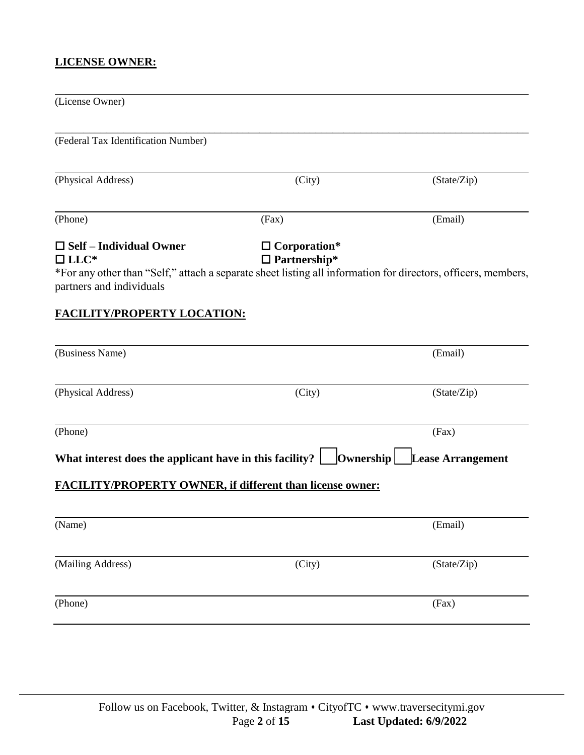**LICENSE OWNER:**

\_\_\_\_\_\_\_\_\_\_\_\_\_\_\_\_\_\_\_\_\_\_\_\_\_\_\_\_\_\_\_\_\_\_\_\_\_\_\_\_\_\_\_\_\_\_\_\_\_\_\_\_\_\_\_\_\_\_\_\_\_\_\_\_\_\_\_\_\_\_\_\_\_\_\_\_

(License Owner)

\_\_\_\_\_\_\_\_\_\_\_\_\_\_\_\_\_\_\_\_\_\_\_\_\_\_\_\_\_\_\_\_\_\_\_\_\_\_\_\_\_\_\_\_\_\_\_\_\_\_\_\_\_\_\_\_\_\_\_\_\_\_\_\_\_\_\_\_\_\_\_\_\_\_\_\_

(Federal Tax Identification Number)

\_\_\_\_\_\_\_\_\_\_\_\_\_\_\_\_\_\_\_\_\_\_\_\_\_\_\_\_\_\_\_\_\_\_\_\_\_\_\_\_\_\_\_\_\_\_\_\_\_\_\_\_\_\_\_\_\_\_\_\_\_\_\_\_\_\_\_\_\_\_\_\_\_\_\_\_

(Physical Address) (City) (State/Zip)

\_\_\_\_\_\_\_\_\_\_\_\_\_\_\_\_\_\_\_\_\_\_\_\_\_\_\_\_\_\_\_\_\_\_\_\_\_\_\_\_\_\_\_\_\_\_\_\_\_\_\_\_\_\_\_\_\_\_\_\_\_\_\_\_\_\_\_\_\_\_\_\_\_\_\_\_

(Phone) (Fax) (Email)

☐ **Self – Individual Owner** ☐ **Corporation***
☐ **LLC*** ☐ **Partnership***

*For any other than "Self," attach a separate sheet listing all information for directors, officers, members, partners and individuals

**FACILITY/PROPERTY LOCATION:**

\_\_\_\_\_\_\_\_\_\_\_\_\_\_\_\_\_\_\_\_\_\_\_\_\_\_\_\_\_\_\_\_\_\_\_\_\_\_\_\_\_\_\_\_\_\_\_\_\_\_\_\_\_\_\_\_\_\_\_\_\_\_\_\_\_\_\_\_\_\_\_\_\_\_\_\_

(Business Name) (Email)

\_\_\_\_\_\_\_\_\_\_\_\_\_\_\_\_\_\_\_\_\_\_\_\_\_\_\_\_\_\_\_\_\_\_\_\_\_\_\_\_\_\_\_\_\_\_\_\_\_\_\_\_\_\_\_\_\_\_\_\_\_\_\_\_\_\_\_\_\_\_\_\_\_\_\_\_

(Physical Address) (City) (State/Zip)

\_\_\_\_\_\_\_\_\_\_\_\_\_\_\_\_\_\_\_\_\_\_\_\_\_\_\_\_\_\_\_\_\_\_\_\_\_\_\_\_\_\_\_\_\_\_\_\_\_\_\_\_\_\_\_\_\_\_\_\_\_\_\_\_\_\_\_\_\_\_\_\_\_\_\_\_

(Phone) (Fax)

**What interest does the applicant have in this facility?** ☐ **Ownership** ☐ **Lease Arrangement**

**FACILITY/PROPERTY OWNER, if different than license owner:**

\_\_\_\_\_\_\_\_\_\_\_\_\_\_\_\_\_\_\_\_\_\_\_\_\_\_\_\_\_\_\_\_\_\_\_\_\_\_\_\_\_\_\_\_\_\_\_\_\_\_\_\_\_\_\_\_\_\_\_\_\_\_\_\_\_\_\_\_\_\_\_\_\_\_\_\_

(Name) (Email)

\_\_\_\_\_\_\_\_\_\_\_\_\_\_\_\_\_\_\_\_\_\_\_\_\_\_\_\_\_\_\_\_\_\_\_\_\_\_\_\_\_\_\_\_\_\_\_\_\_\_\_\_\_\_\_\_\_\_\_\_\_\_\_\_\_\_\_\_\_\_\_\_\_\_\_\_

(Mailing Address) (City) (State/Zip)

\_\_\_\_\_\_\_\_\_\_\_\_\_\_\_\_\_\_\_\_\_\_\_\_\_\_\_\_\_\_\_\_\_\_\_\_\_\_\_\_\_\_\_\_\_\_\_\_\_\_\_\_\_\_\_\_\_\_\_\_\_\_\_\_\_\_\_\_\_\_\_\_\_\_\_\_

(Phone) (Fax)

\_\_\_\_\_\_\_\_\_\_\_\_\_\_\_\_\_\_\_\_\_\_\_\_\_\_\_\_\_\_\_\_\_\_\_\_\_\_\_\_\_\_\_\_\_\_\_\_\_\_\_\_\_\_\_\_\_\_\_\_\_\_\_\_\_\_\_\_\_\_\_\_\_\_\_\_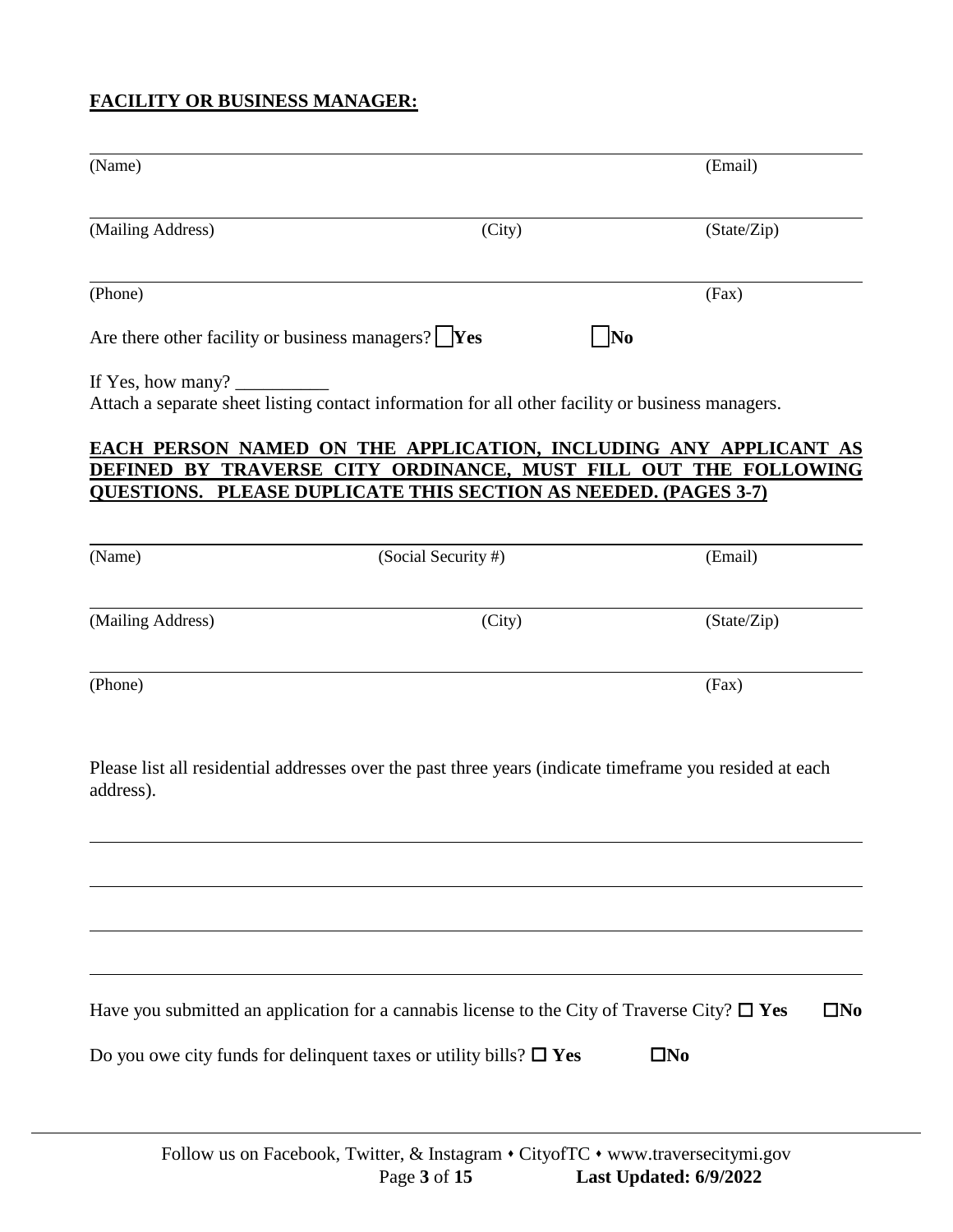**FACILITY OR BUSINESS MANAGER:**

| (Name) | | (Email) |
|---|---|---|
| (Mailing Address) | (City) | (State/Zip) |
| (Phone) | | (Fax) |

Are there other facility or business managers? ☐ **Yes** ☐ **No**

If Yes, how many? __________

Attach a separate sheet listing contact information for all other facility or business managers.

**EACH PERSON NAMED ON THE APPLICATION, INCLUDING ANY APPLICANT AS DEFINED BY TRAVERSE CITY ORDINANCE, MUST FILL OUT THE FOLLOWING QUESTIONS. PLEASE DUPLICATE THIS SECTION AS NEEDED. (PAGES 3-7)**

| (Name) | (Social Security #) | (Email) |
|---|---|---|
| (Mailing Address) | (City) | (State/Zip) |
| (Phone) | | (Fax) |

Please list all residential addresses over the past three years (indicate timeframe you resided at each address).

______________________________________________________________________

______________________________________________________________________

______________________________________________________________________

______________________________________________________________________

Have you submitted an application for a cannabis license to the City of Traverse City? ☐ **Yes** ☐ **No**

Do you owe city funds for delinquent taxes or utility bills? ☐ **Yes** ☐ **No**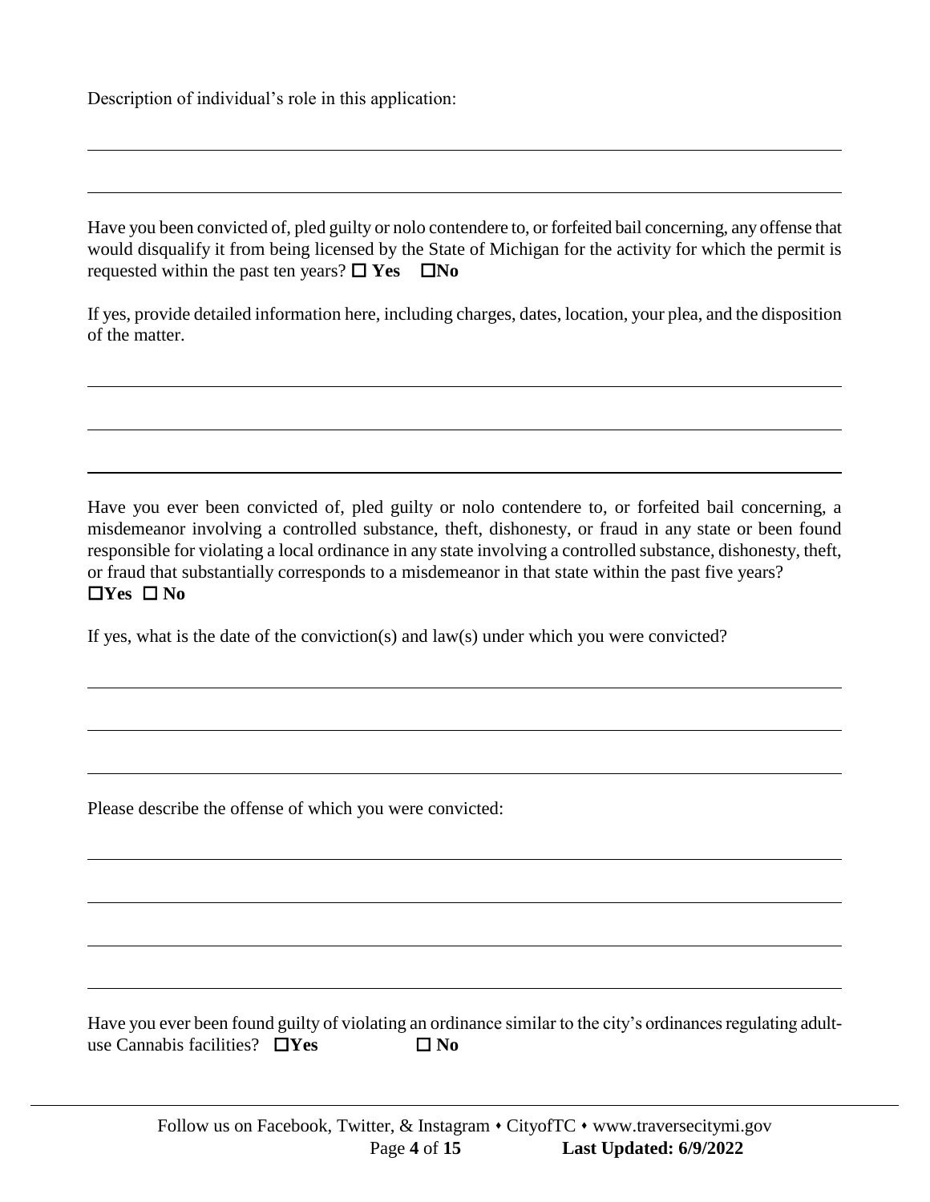Description of individual's role in this application:

\_\_\_\_\_\_\_\_\_\_\_\_\_\_\_\_\_\_\_\_\_\_\_\_\_\_\_\_\_\_\_\_\_\_\_\_\_\_\_\_\_\_\_\_\_\_\_\_\_\_\_\_\_\_\_\_\_\_\_\_\_\_\_\_\_\_\_\_\_\_\_\_

\_\_\_\_\_\_\_\_\_\_\_\_\_\_\_\_\_\_\_\_\_\_\_\_\_\_\_\_\_\_\_\_\_\_\_\_\_\_\_\_\_\_\_\_\_\_\_\_\_\_\_\_\_\_\_\_\_\_\_\_\_\_\_\_\_\_\_\_\_\_\_\_

Have you been convicted of, pled guilty or nolo contendere to, or forfeited bail concerning, any offense that would disqualify it from being licensed by the State of Michigan for the activity for which the permit is requested within the past ten years? ☐ **Yes** ☐**No**

If yes, provide detailed information here, including charges, dates, location, your plea, and the disposition of the matter.

\_\_\_\_\_\_\_\_\_\_\_\_\_\_\_\_\_\_\_\_\_\_\_\_\_\_\_\_\_\_\_\_\_\_\_\_\_\_\_\_\_\_\_\_\_\_\_\_\_\_\_\_\_\_\_\_\_\_\_\_\_\_\_\_\_\_\_\_\_\_\_\_

\_\_\_\_\_\_\_\_\_\_\_\_\_\_\_\_\_\_\_\_\_\_\_\_\_\_\_\_\_\_\_\_\_\_\_\_\_\_\_\_\_\_\_\_\_\_\_\_\_\_\_\_\_\_\_\_\_\_\_\_\_\_\_\_\_\_\_\_\_\_\_\_

\_\_\_\_\_\_\_\_\_\_\_\_\_\_\_\_\_\_\_\_\_\_\_\_\_\_\_\_\_\_\_\_\_\_\_\_\_\_\_\_\_\_\_\_\_\_\_\_\_\_\_\_\_\_\_\_\_\_\_\_\_\_\_\_\_\_\_\_\_\_\_\_

Have you ever been convicted of, pled guilty or nolo contendere to, or forfeited bail concerning, a misdemeanor involving a controlled substance, theft, dishonesty, or fraud in any state or been found responsible for violating a local ordinance in any state involving a controlled substance, dishonesty, theft, or fraud that substantially corresponds to a misdemeanor in that state within the past five years?
☐**Yes** ☐ **No**

If yes, what is the date of the conviction(s) and law(s) under which you were convicted?

\_\_\_\_\_\_\_\_\_\_\_\_\_\_\_\_\_\_\_\_\_\_\_\_\_\_\_\_\_\_\_\_\_\_\_\_\_\_\_\_\_\_\_\_\_\_\_\_\_\_\_\_\_\_\_\_\_\_\_\_\_\_\_\_\_\_\_\_\_\_\_\_

\_\_\_\_\_\_\_\_\_\_\_\_\_\_\_\_\_\_\_\_\_\_\_\_\_\_\_\_\_\_\_\_\_\_\_\_\_\_\_\_\_\_\_\_\_\_\_\_\_\_\_\_\_\_\_\_\_\_\_\_\_\_\_\_\_\_\_\_\_\_\_\_

\_\_\_\_\_\_\_\_\_\_\_\_\_\_\_\_\_\_\_\_\_\_\_\_\_\_\_\_\_\_\_\_\_\_\_\_\_\_\_\_\_\_\_\_\_\_\_\_\_\_\_\_\_\_\_\_\_\_\_\_\_\_\_\_\_\_\_\_\_\_\_\_

Please describe the offense of which you were convicted:

\_\_\_\_\_\_\_\_\_\_\_\_\_\_\_\_\_\_\_\_\_\_\_\_\_\_\_\_\_\_\_\_\_\_\_\_\_\_\_\_\_\_\_\_\_\_\_\_\_\_\_\_\_\_\_\_\_\_\_\_\_\_\_\_\_\_\_\_\_\_\_\_

\_\_\_\_\_\_\_\_\_\_\_\_\_\_\_\_\_\_\_\_\_\_\_\_\_\_\_\_\_\_\_\_\_\_\_\_\_\_\_\_\_\_\_\_\_\_\_\_\_\_\_\_\_\_\_\_\_\_\_\_\_\_\_\_\_\_\_\_\_\_\_\_

\_\_\_\_\_\_\_\_\_\_\_\_\_\_\_\_\_\_\_\_\_\_\_\_\_\_\_\_\_\_\_\_\_\_\_\_\_\_\_\_\_\_\_\_\_\_\_\_\_\_\_\_\_\_\_\_\_\_\_\_\_\_\_\_\_\_\_\_\_\_\_\_

\_\_\_\_\_\_\_\_\_\_\_\_\_\_\_\_\_\_\_\_\_\_\_\_\_\_\_\_\_\_\_\_\_\_\_\_\_\_\_\_\_\_\_\_\_\_\_\_\_\_\_\_\_\_\_\_\_\_\_\_\_\_\_\_\_\_\_\_\_\_\_\_

Have you ever been found guilty of violating an ordinance similar to the city's ordinances regulating adult-use Cannabis facilities? ☐**Yes** ☐ **No**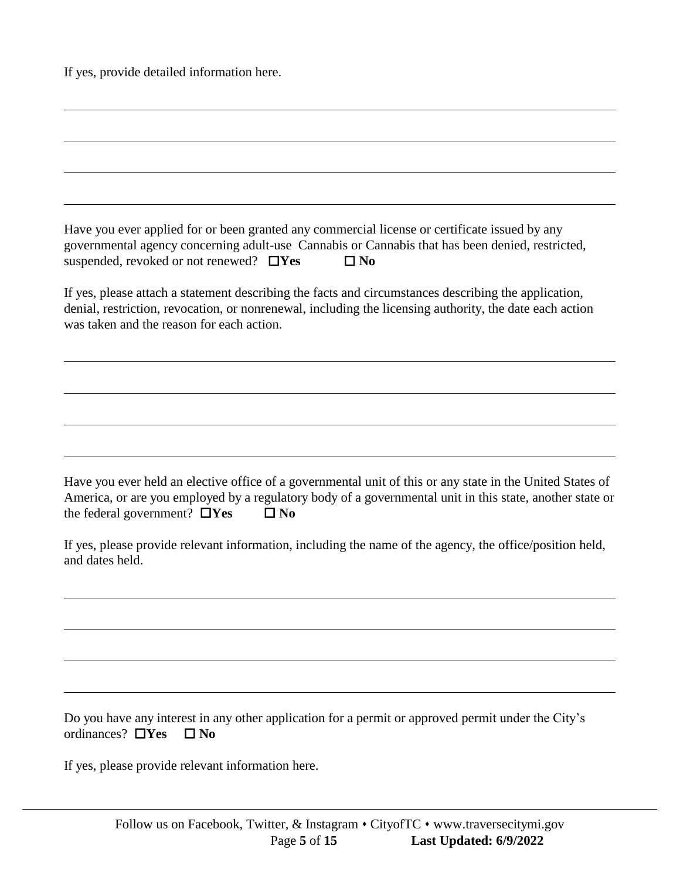If yes, provide detailed information here.

Have you ever applied for or been granted any commercial license or certificate issued by any governmental agency concerning adult-use Cannabis or Cannabis that has been denied, restricted, suspended, revoked or not renewed? ☐**Yes** ☐ **No**

If yes, please attach a statement describing the facts and circumstances describing the application, denial, restriction, revocation, or nonrenewal, including the licensing authority, the date each action was taken and the reason for each action.

Have you ever held an elective office of a governmental unit of this or any state in the United States of America, or are you employed by a regulatory body of a governmental unit in this state, another state or the federal government? ☐**Yes** ☐ **No**

If yes, please provide relevant information, including the name of the agency, the office/position held, and dates held.

Do you have any interest in any other application for a permit or approved permit under the City's ordinances? ☐**Yes** ☐ **No**

If yes, please provide relevant information here.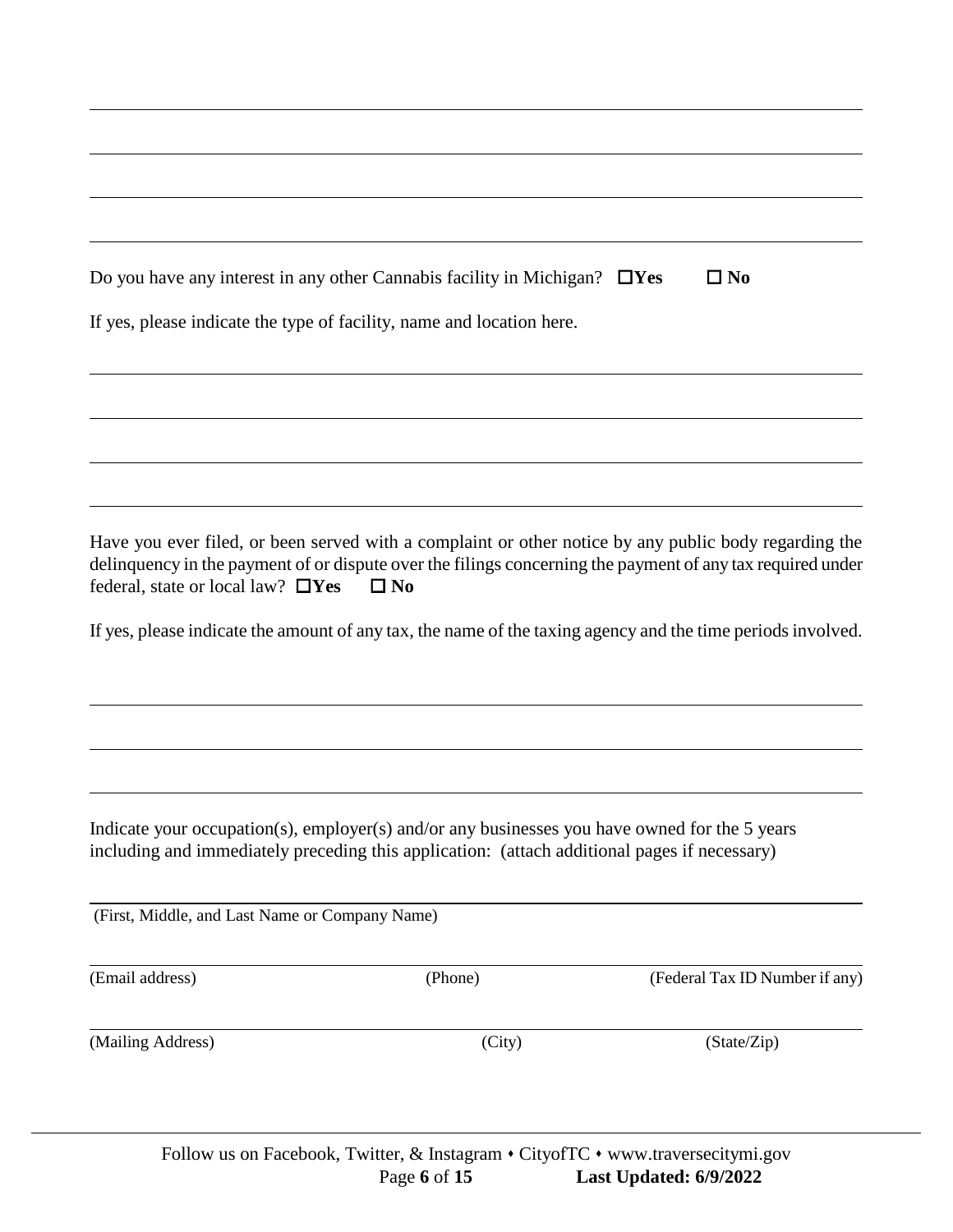Do you have any interest in any other Cannabis facility in Michigan? ☐**Yes** ☐ **No**

If yes, please indicate the type of facility, name and location here.

Have you ever filed, or been served with a complaint or other notice by any public body regarding the delinquency in the payment of or dispute over the filings concerning the payment of any tax required under federal, state or local law? ☐**Yes** ☐ **No**

If yes, please indicate the amount of any tax, the name of the taxing agency and the time periods involved.

Indicate your occupation(s), employer(s) and/or any businesses you have owned for the 5 years including and immediately preceding this application: (attach additional pages if necessary)

(First, Middle, and Last Name or Company Name)

| (Email address) | (Phone) | (Federal Tax ID Number if any) |
|---|---|---|
| (Mailing Address) | (City) | (State/Zip) |

Follow us on Facebook, Twitter, & Instagram • CityofTC • www.traversecitymi.gov

**Last Updated: 6/9/2022**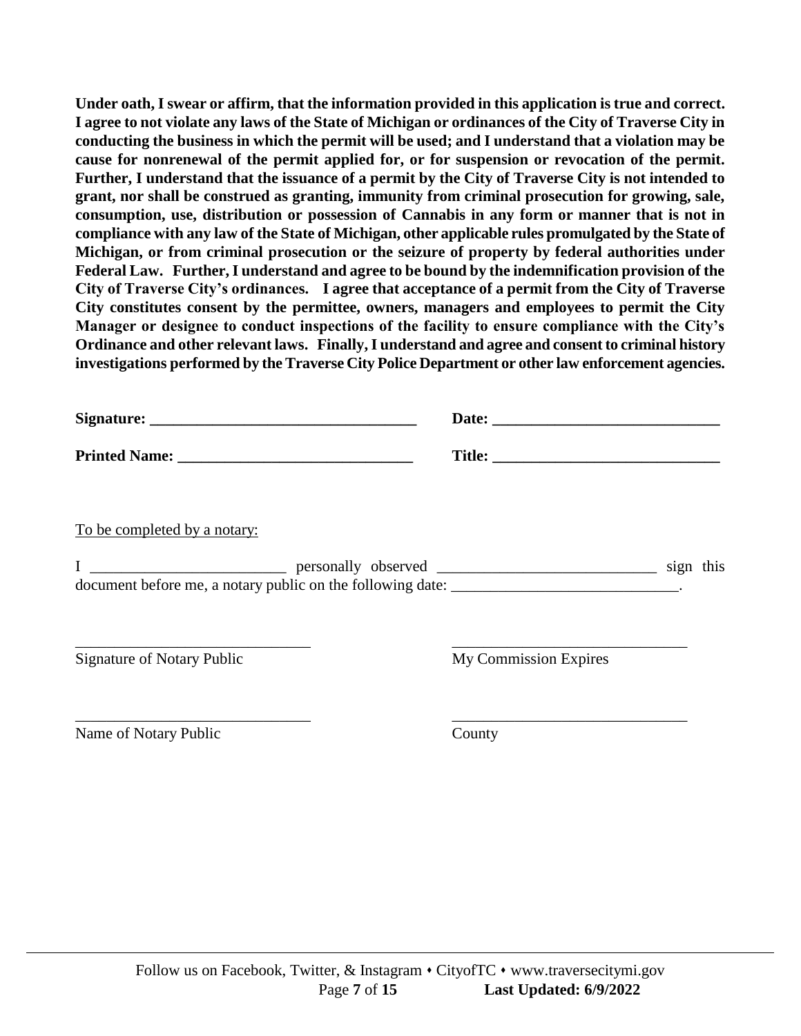**Under oath, I swear or affirm, that the information provided in this application is true and correct. I agree to not violate any laws of the State of Michigan or ordinances of the City of Traverse City in conducting the business in which the permit will be used; and I understand that a violation may be cause for nonrenewal of the permit applied for, or for suspension or revocation of the permit. Further, I understand that the issuance of a permit by the City of Traverse City is not intended to grant, nor shall be construed as granting, immunity from criminal prosecution for growing, sale, consumption, use, distribution or possession of Cannabis in any form or manner that is not in compliance with any law of the State of Michigan, other applicable rules promulgated by the State of Michigan, or from criminal prosecution or the seizure of property by federal authorities under Federal Law. Further, I understand and agree to be bound by the indemnification provision of the City of Traverse City's ordinances. I agree that acceptance of a permit from the City of Traverse City constitutes consent by the permittee, owners, managers and employees to permit the City Manager or designee to conduct inspections of the facility to ensure compliance with the City's Ordinance and other relevant laws. Finally, I understand and agree and consent to criminal history investigations performed by the Traverse City Police Department or other law enforcement agencies.**

**Signature:** ___________________________________ **Date:** _____________________________

**Printed Name:** ______________________________ **Title:** _____________________________

To be completed by a notary:

I _________________________ personally observed ____________________________ sign this document before me, a notary public on the following date: ____________________________.

______________________________ ______________________________
Signature of Notary Public My Commission Expires

______________________________ ______________________________
Name of Notary Public County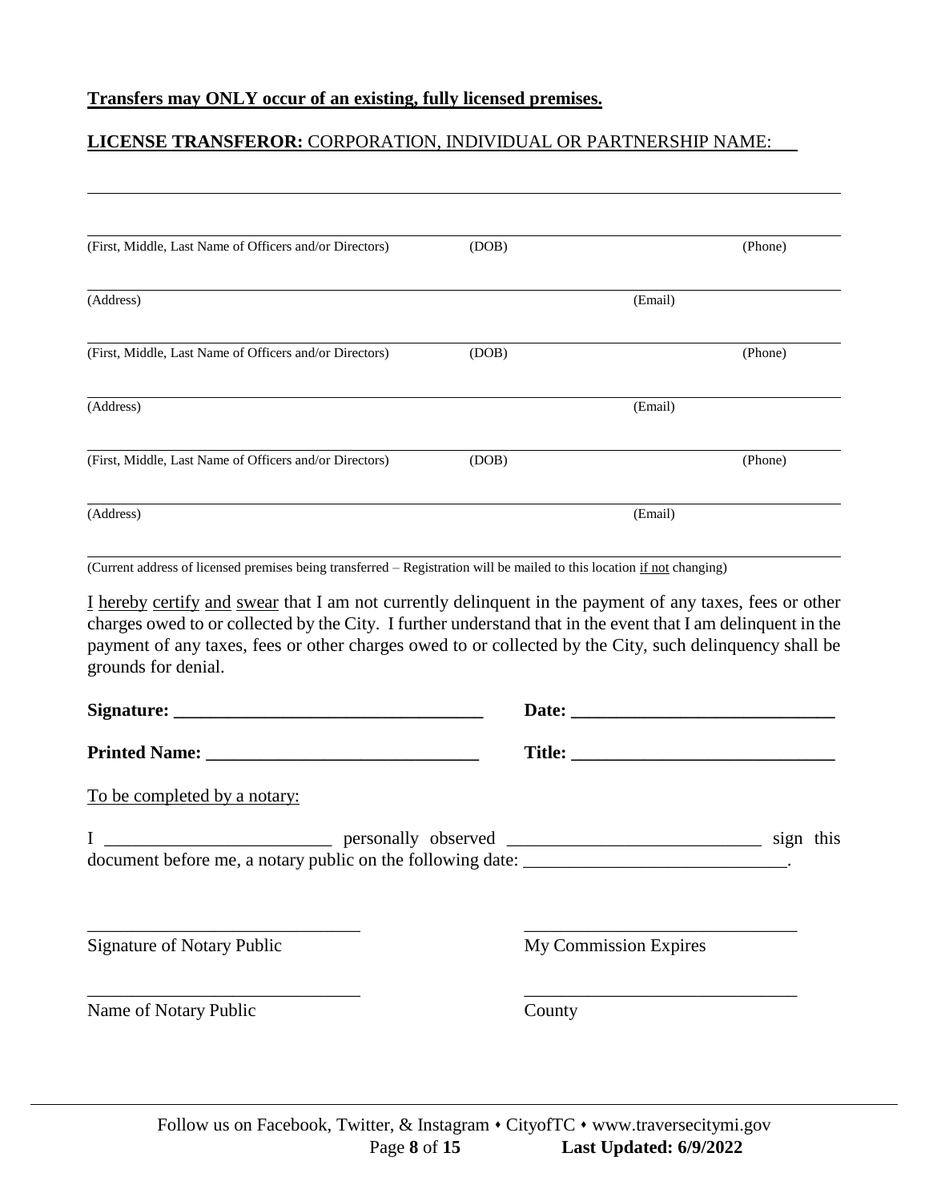**Transfers may ONLY occur of an existing, fully licensed premises.**

**LICENSE TRANSFEROR:** CORPORATION, INDIVIDUAL OR PARTNERSHIP NAME: \_\_\_

\_\_\_\_\_\_\_\_\_\_\_\_\_\_\_\_\_\_\_\_\_\_\_\_\_\_\_\_\_\_\_\_\_\_\_\_\_\_\_\_\_\_\_\_\_\_\_\_\_\_\_\_\_\_\_\_\_\_\_\_\_\_\_\_\_\_\_\_\_\_\_\_

\_\_\_\_\_\_\_\_\_\_\_\_\_\_\_\_\_\_\_\_\_\_\_\_\_\_\_\_\_\_\_\_\_\_\_\_\_\_\_\_\_\_\_\_\_\_\_\_\_\_\_\_\_\_\_\_\_\_\_\_\_\_\_\_\_\_\_\_\_\_\_\_
(First, Middle, Last Name of Officers and/or Directors) (DOB) (Phone)

\_\_\_\_\_\_\_\_\_\_\_\_\_\_\_\_\_\_\_\_\_\_\_\_\_\_\_\_\_\_\_\_\_\_\_\_\_\_\_\_\_\_\_\_\_\_\_\_\_\_\_\_\_\_\_\_\_\_\_\_\_\_\_\_\_\_\_\_\_\_\_\_
(Address) (Email)

\_\_\_\_\_\_\_\_\_\_\_\_\_\_\_\_\_\_\_\_\_\_\_\_\_\_\_\_\_\_\_\_\_\_\_\_\_\_\_\_\_\_\_\_\_\_\_\_\_\_\_\_\_\_\_\_\_\_\_\_\_\_\_\_\_\_\_\_\_\_\_\_
(First, Middle, Last Name of Officers and/or Directors) (DOB) (Phone)

\_\_\_\_\_\_\_\_\_\_\_\_\_\_\_\_\_\_\_\_\_\_\_\_\_\_\_\_\_\_\_\_\_\_\_\_\_\_\_\_\_\_\_\_\_\_\_\_\_\_\_\_\_\_\_\_\_\_\_\_\_\_\_\_\_\_\_\_\_\_\_\_
(Address) (Email)

\_\_\_\_\_\_\_\_\_\_\_\_\_\_\_\_\_\_\_\_\_\_\_\_\_\_\_\_\_\_\_\_\_\_\_\_\_\_\_\_\_\_\_\_\_\_\_\_\_\_\_\_\_\_\_\_\_\_\_\_\_\_\_\_\_\_\_\_\_\_\_\_
(First, Middle, Last Name of Officers and/or Directors) (DOB) (Phone)

\_\_\_\_\_\_\_\_\_\_\_\_\_\_\_\_\_\_\_\_\_\_\_\_\_\_\_\_\_\_\_\_\_\_\_\_\_\_\_\_\_\_\_\_\_\_\_\_\_\_\_\_\_\_\_\_\_\_\_\_\_\_\_\_\_\_\_\_\_\_\_\_
(Address) (Email)

\_\_\_\_\_\_\_\_\_\_\_\_\_\_\_\_\_\_\_\_\_\_\_\_\_\_\_\_\_\_\_\_\_\_\_\_\_\_\_\_\_\_\_\_\_\_\_\_\_\_\_\_\_\_\_\_\_\_\_\_\_\_\_\_\_\_\_\_\_\_\_\_
(Current address of licensed premises being transferred – Registration will be mailed to this location if not changing)

I hereby certify and swear that I am not currently delinquent in the payment of any taxes, fees or other charges owed to or collected by the City. I further understand that in the event that I am delinquent in the payment of any taxes, fees or other charges owed to or collected by the City, such delinquency shall be grounds for denial.

**Signature:** \_\_\_\_\_\_\_\_\_\_\_\_\_\_\_\_\_\_\_\_\_\_\_\_\_\_\_\_\_\_\_\_\_\_ **Date:** \_\_\_\_\_\_\_\_\_\_\_\_\_\_\_\_\_\_\_\_\_\_\_\_\_\_\_\_\_\_

**Printed Name:** \_\_\_\_\_\_\_\_\_\_\_\_\_\_\_\_\_\_\_\_\_\_\_\_\_\_\_\_\_\_ **Title:** \_\_\_\_\_\_\_\_\_\_\_\_\_\_\_\_\_\_\_\_\_\_\_\_\_\_\_\_\_\_

To be completed by a notary:

I \_\_\_\_\_\_\_\_\_\_\_\_\_\_\_\_\_\_\_\_\_\_\_\_\_ personally observed \_\_\_\_\_\_\_\_\_\_\_\_\_\_\_\_\_\_\_\_\_\_\_\_\_\_\_\_ sign this document before me, a notary public on the following date: \_\_\_\_\_\_\_\_\_\_\_\_\_\_\_\_\_\_\_\_\_\_\_\_\_\_\_\_\_.

\_\_\_\_\_\_\_\_\_\_\_\_\_\_\_\_\_\_\_\_\_\_\_\_\_\_\_\_\_\_ \_\_\_\_\_\_\_\_\_\_\_\_\_\_\_\_\_\_\_\_\_\_\_\_\_\_\_\_\_\_
Signature of Notary Public My Commission Expires

\_\_\_\_\_\_\_\_\_\_\_\_\_\_\_\_\_\_\_\_\_\_\_\_\_\_\_\_\_\_ \_\_\_\_\_\_\_\_\_\_\_\_\_\_\_\_\_\_\_\_\_\_\_\_\_\_\_\_\_\_
Name of Notary Public County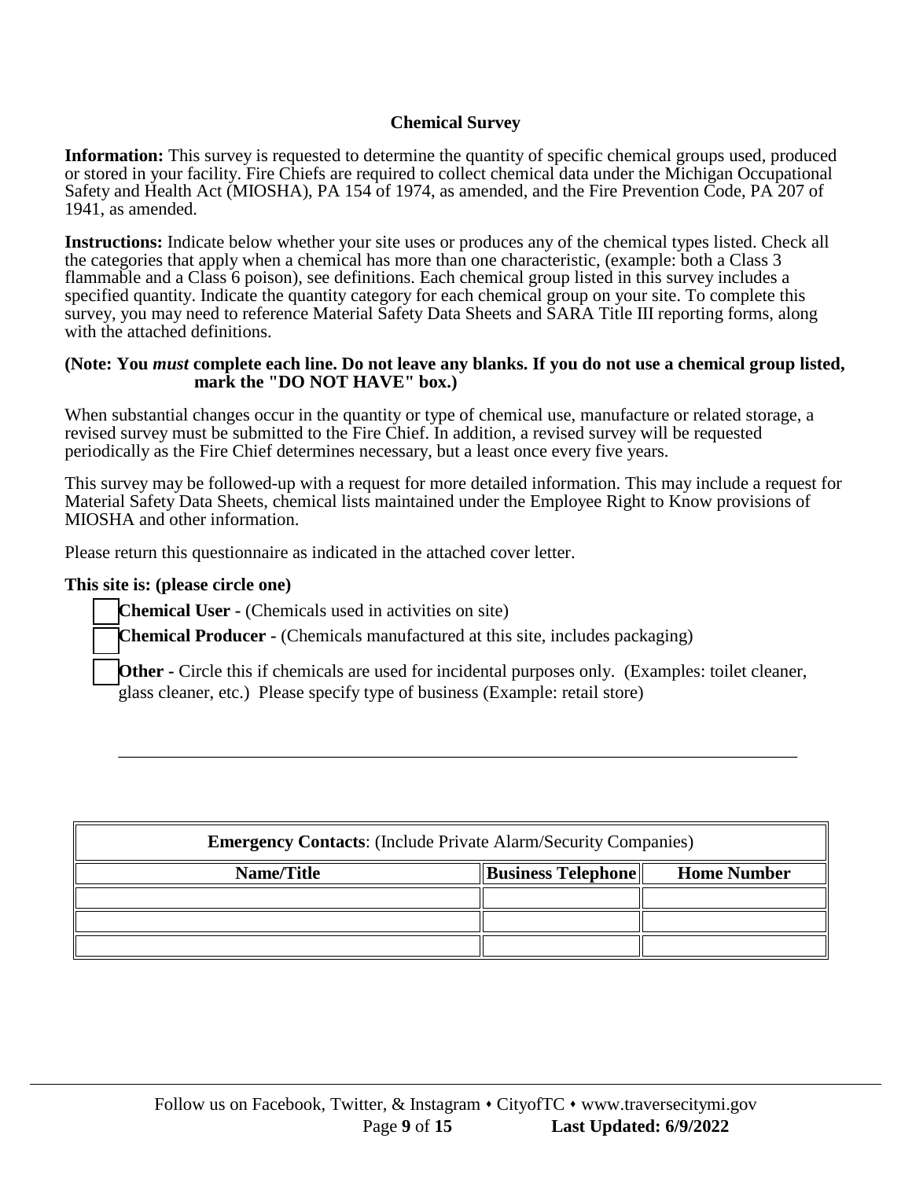### Chemical Survey

**Information:** This survey is requested to determine the quantity of specific chemical groups used, produced or stored in your facility. Fire Chiefs are required to collect chemical data under the Michigan Occupational Safety and Health Act (MIOSHA), PA 154 of 1974, as amended, and the Fire Prevention Code, PA 207 of 1941, as amended.

**Instructions:** Indicate below whether your site uses or produces any of the chemical types listed. Check all the categories that apply when a chemical has more than one characteristic, (example: both a Class 3 flammable and a Class 6 poison), see definitions. Each chemical group listed in this survey includes a specified quantity. Indicate the quantity category for each chemical group on your site. To complete this survey, you may need to reference Material Safety Data Sheets and SARA Title III reporting forms, along with the attached definitions.

**(Note: You *must* complete each line. Do not leave any blanks. If you do not use a chemical group listed, mark the "DO NOT HAVE" box.)**

When substantial changes occur in the quantity or type of chemical use, manufacture or related storage, a revised survey must be submitted to the Fire Chief. In addition, a revised survey will be requested periodically as the Fire Chief determines necessary, but a least once every five years.

This survey may be followed-up with a request for more detailed information. This may include a request for Material Safety Data Sheets, chemical lists maintained under the Employee Right to Know provisions of MIOSHA and other information.

Please return this questionnaire as indicated in the attached cover letter.

**This site is: (please circle one)**

- ☐ **Chemical User -** (Chemicals used in activities on site)
- ☐ **Chemical Producer -** (Chemicals manufactured at this site, includes packaging)
- ☐ **Other -** Circle this if chemicals are used for incidental purposes only. (Examples: toilet cleaner, glass cleaner, etc.) Please specify type of business (Example: retail store)

_______________________________________________________________________________

| **Emergency Contacts**: (Include Private Alarm/Security Companies) | | |
|---|---|---|
| **Name/Title** | **Business Telephone** | **Home Number** |
| | | |
| | | |
| | | |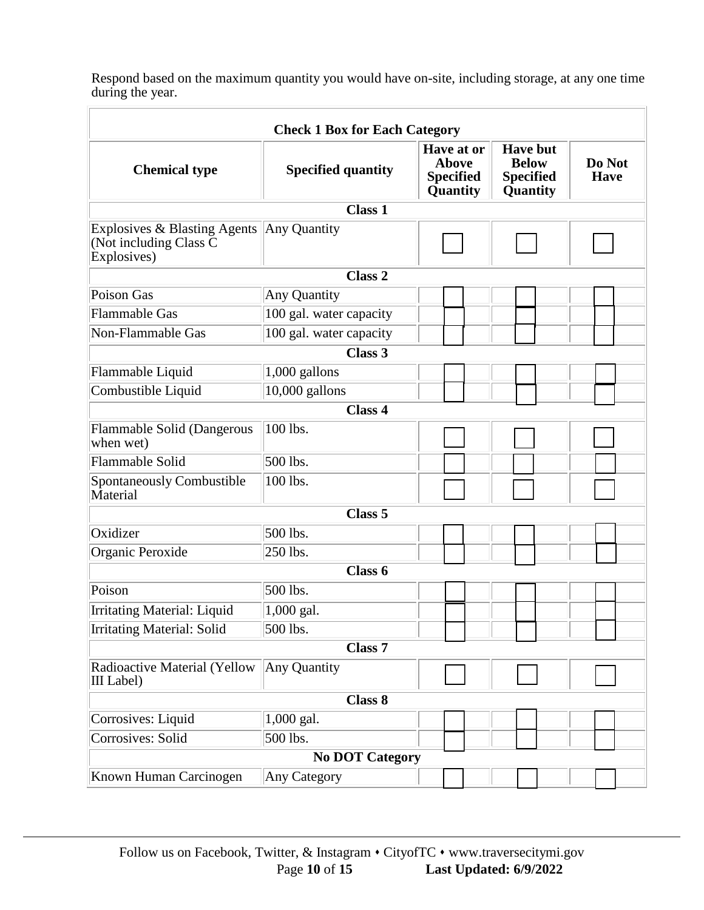Respond based on the maximum quantity you would have on-site, including storage, at any one time during the year.

| Check 1 Box for Each Category | | | | |
|---|---|---|---|---|
| **Chemical type** | **Specified quantity** | **Have at or Above Specified Quantity** | **Have but Below Specified Quantity** | **Do Not Have** |
| **Class 1** | | | | |
| Explosives & Blasting Agents (Not including Class C Explosives) | Any Quantity | ☐ | ☐ | ☐ |
| **Class 2** | | | | |
| Poison Gas | Any Quantity | ☐ | ☐ | ☐ |
| Flammable Gas | 100 gal. water capacity | ☐ | ☐ | ☐ |
| Non-Flammable Gas | 100 gal. water capacity | ☐ | ☐ | ☐ |
| **Class 3** | | | | |
| Flammable Liquid | 1,000 gallons | ☐ | ☐ | ☐ |
| Combustible Liquid | 10,000 gallons | ☐ | ☐ | ☐ |
| **Class 4** | | | | |
| Flammable Solid (Dangerous when wet) | 100 lbs. | ☐ | ☐ | ☐ |
| Flammable Solid | 500 lbs. | ☐ | ☐ | ☐ |
| Spontaneously Combustible Material | 100 lbs. | ☐ | ☐ | ☐ |
| **Class 5** | | | | |
| Oxidizer | 500 lbs. | ☐ | ☐ | ☐ |
| Organic Peroxide | 250 lbs. | ☐ | ☐ | ☐ |
| **Class 6** | | | | |
| Poison | 500 lbs. | ☐ | ☐ | ☐ |
| Irritating Material: Liquid | 1,000 gal. | ☐ | ☐ | ☐ |
| Irritating Material: Solid | 500 lbs. | ☐ | ☐ | ☐ |
| **Class 7** | | | | |
| Radioactive Material (Yellow III Label) | Any Quantity | ☐ | ☐ | ☐ |
| **Class 8** | | | | |
| Corrosives: Liquid | 1,000 gal. | ☐ | ☐ | ☐ |
| Corrosives: Solid | 500 lbs. | ☐ | ☐ | ☐ |
| **No DOT Category** | | | | |
| Known Human Carcinogen | Any Category | ☐ | ☐ | ☐ |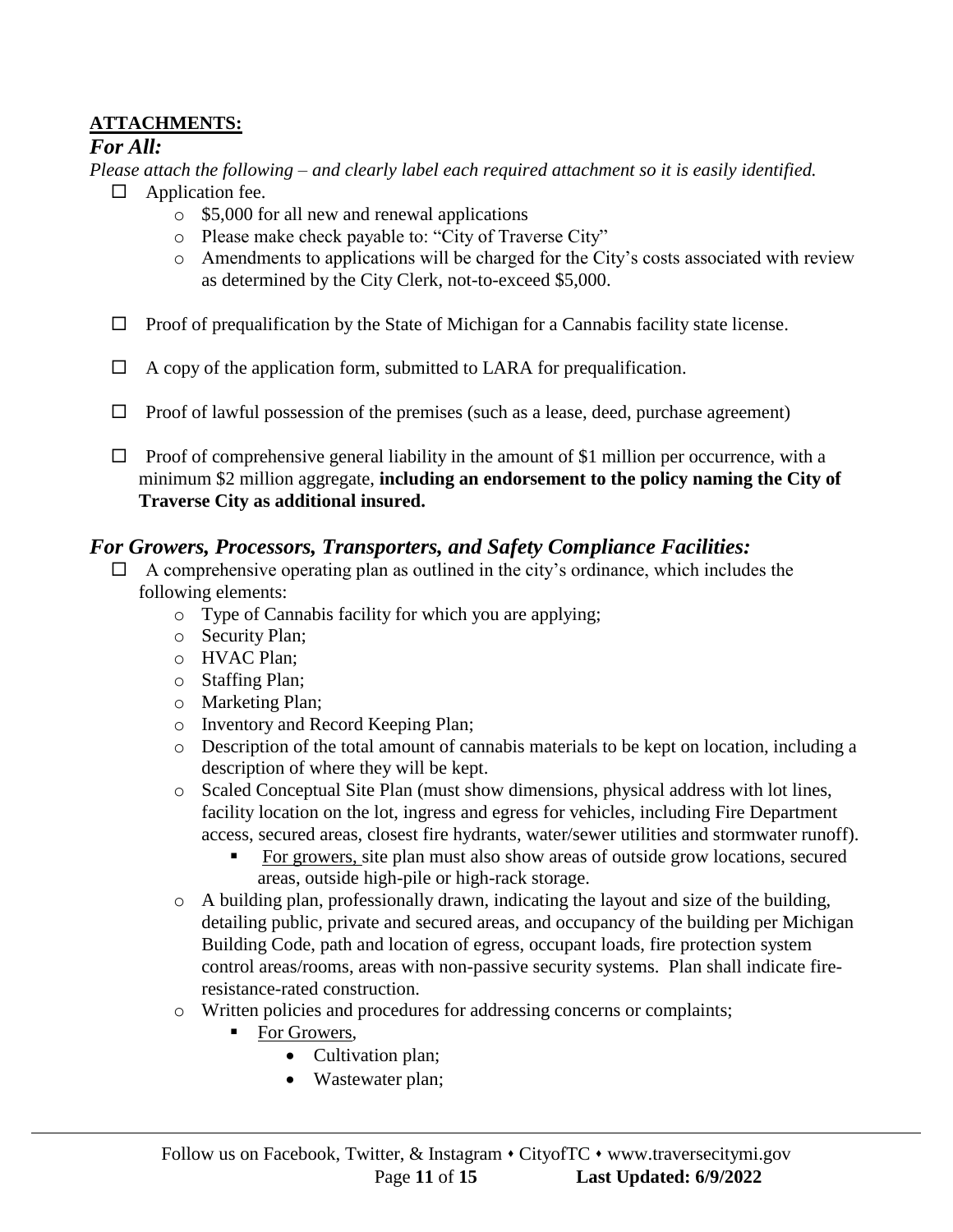**ATTACHMENTS:**

## *For All:*

*Please attach the following – and clearly label each required attachment so it is easily identified.*

- ☐ Application fee.
  - $5,000 for all new and renewal applications
  - Please make check payable to: "City of Traverse City"
  - Amendments to applications will be charged for the City's costs associated with review as determined by the City Clerk, not-to-exceed $5,000.
- ☐ Proof of prequalification by the State of Michigan for a Cannabis facility state license.
- ☐ A copy of the application form, submitted to LARA for prequalification.
- ☐ Proof of lawful possession of the premises (such as a lease, deed, purchase agreement)
- ☐ Proof of comprehensive general liability in the amount of $1 million per occurrence, with a minimum $2 million aggregate, **including an endorsement to the policy naming the City of Traverse City as additional insured.**

## *For Growers, Processors, Transporters, and Safety Compliance Facilities:*

- ☐ A comprehensive operating plan as outlined in the city's ordinance, which includes the following elements:
  - Type of Cannabis facility for which you are applying;
  - Security Plan;
  - HVAC Plan;
  - Staffing Plan;
  - Marketing Plan;
  - Inventory and Record Keeping Plan;
  - Description of the total amount of cannabis materials to be kept on location, including a description of where they will be kept.
  - Scaled Conceptual Site Plan (must show dimensions, physical address with lot lines, facility location on the lot, ingress and egress for vehicles, including Fire Department access, secured areas, closest fire hydrants, water/sewer utilities and stormwater runoff).
    - For growers, site plan must also show areas of outside grow locations, secured areas, outside high-pile or high-rack storage.
  - A building plan, professionally drawn, indicating the layout and size of the building, detailing public, private and secured areas, and occupancy of the building per Michigan Building Code, path and location of egress, occupant loads, fire protection system control areas/rooms, areas with non-passive security systems. Plan shall indicate fire-resistance-rated construction.
  - Written policies and procedures for addressing concerns or complaints;
    - For Growers,
      - Cultivation plan;
      - Wastewater plan;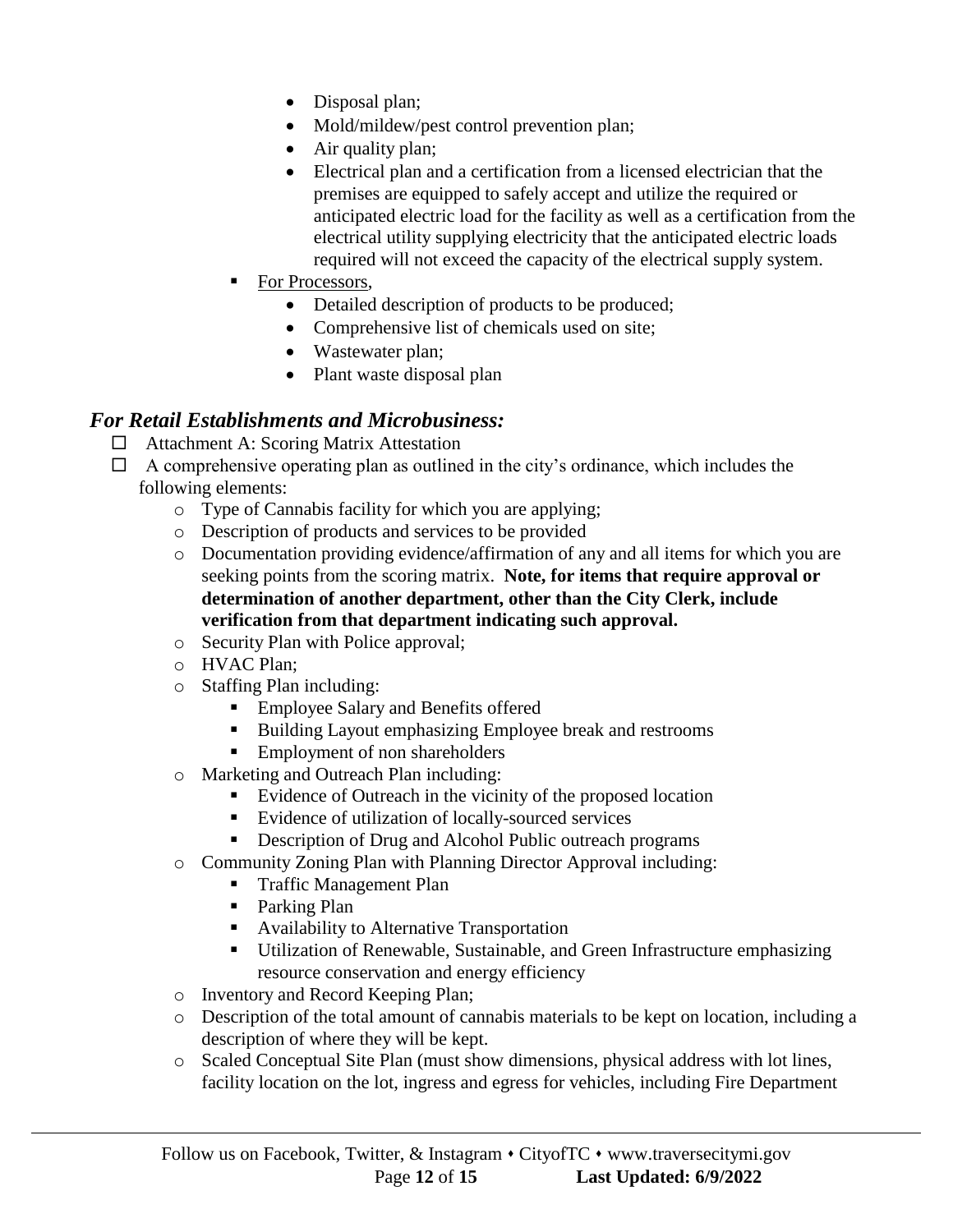- Disposal plan;
- Mold/mildew/pest control prevention plan;
- Air quality plan;
- Electrical plan and a certification from a licensed electrician that the premises are equipped to safely accept and utilize the required or anticipated electric load for the facility as well as a certification from the electrical utility supplying electricity that the anticipated electric loads required will not exceed the capacity of the electrical supply system.

- For Processors,
  - Detailed description of products to be produced;
  - Comprehensive list of chemicals used on site;
  - Wastewater plan;
  - Plant waste disposal plan

## *For Retail Establishments and Microbusiness:*

- ☐ Attachment A: Scoring Matrix Attestation
- ☐ A comprehensive operating plan as outlined in the city's ordinance, which includes the following elements:
  - Type of Cannabis facility for which you are applying;
  - Description of products and services to be provided
  - Documentation providing evidence/affirmation of any and all items for which you are seeking points from the scoring matrix. **Note, for items that require approval or determination of another department, other than the City Clerk, include verification from that department indicating such approval.**
  - Security Plan with Police approval;
  - HVAC Plan;
  - Staffing Plan including:
    - Employee Salary and Benefits offered
    - Building Layout emphasizing Employee break and restrooms
    - Employment of non shareholders
  - Marketing and Outreach Plan including:
    - Evidence of Outreach in the vicinity of the proposed location
    - Evidence of utilization of locally-sourced services
    - Description of Drug and Alcohol Public outreach programs
  - Community Zoning Plan with Planning Director Approval including:
    - Traffic Management Plan
    - Parking Plan
    - Availability to Alternative Transportation
    - Utilization of Renewable, Sustainable, and Green Infrastructure emphasizing resource conservation and energy efficiency
  - Inventory and Record Keeping Plan;
  - Description of the total amount of cannabis materials to be kept on location, including a description of where they will be kept.
  - Scaled Conceptual Site Plan (must show dimensions, physical address with lot lines, facility location on the lot, ingress and egress for vehicles, including Fire Department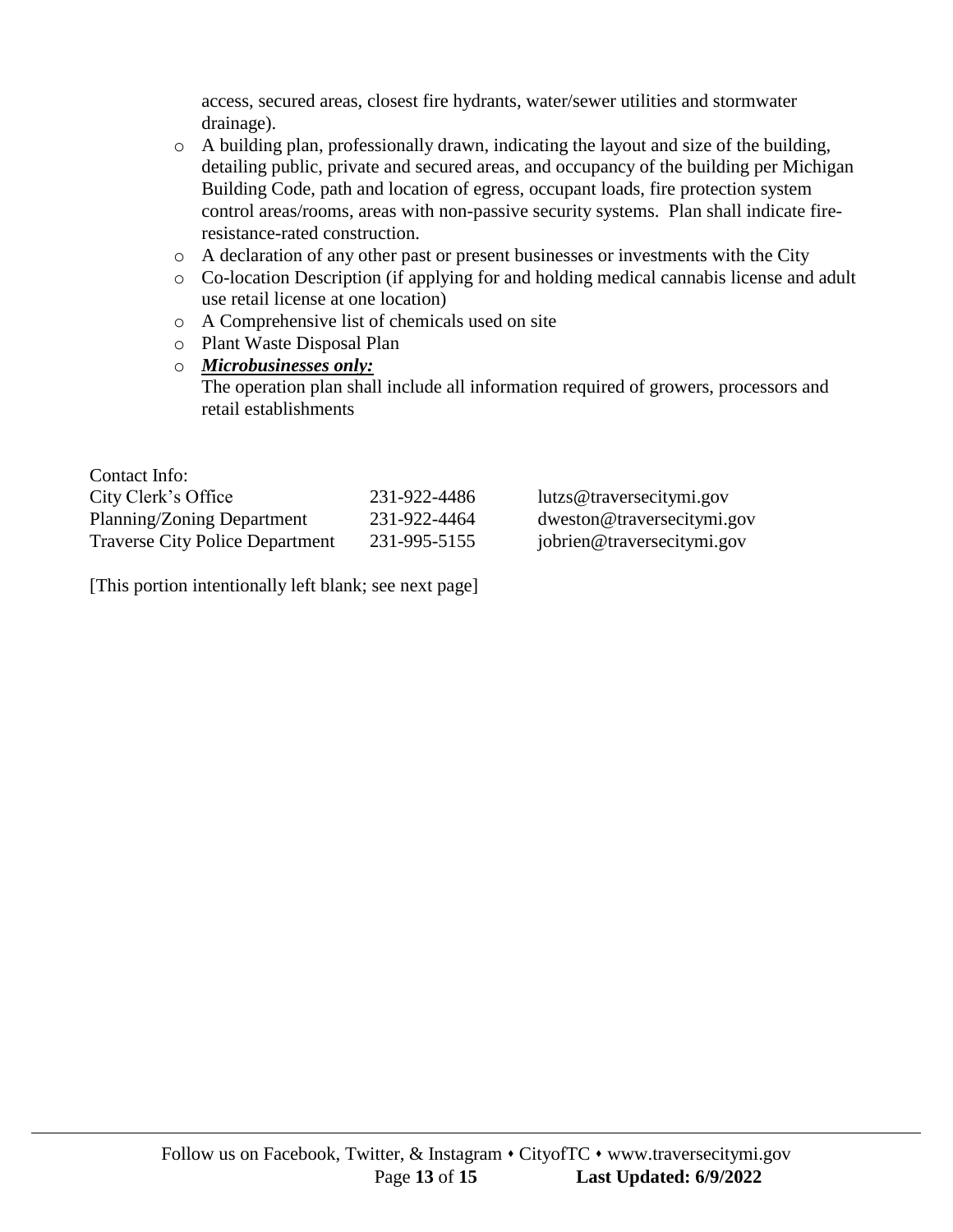access, secured areas, closest fire hydrants, water/sewer utilities and stormwater drainage).

- A building plan, professionally drawn, indicating the layout and size of the building, detailing public, private and secured areas, and occupancy of the building per Michigan Building Code, path and location of egress, occupant loads, fire protection system control areas/rooms, areas with non-passive security systems. Plan shall indicate fire-resistance-rated construction.
- A declaration of any other past or present businesses or investments with the City
- Co-location Description (if applying for and holding medical cannabis license and adult use retail license at one location)
- A Comprehensive list of chemicals used on site
- Plant Waste Disposal Plan
- ***Microbusinesses only:***
  The operation plan shall include all information required of growers, processors and retail establishments

Contact Info:

| | | |
|---|---|---|
| City Clerk's Office | 231-922-4486 | lutzs@traversecitymi.gov |
| Planning/Zoning Department | 231-922-4464 | dweston@traversecitymi.gov |
| Traverse City Police Department | 231-995-5155 | jobrien@traversecitymi.gov |

[This portion intentionally left blank; see next page]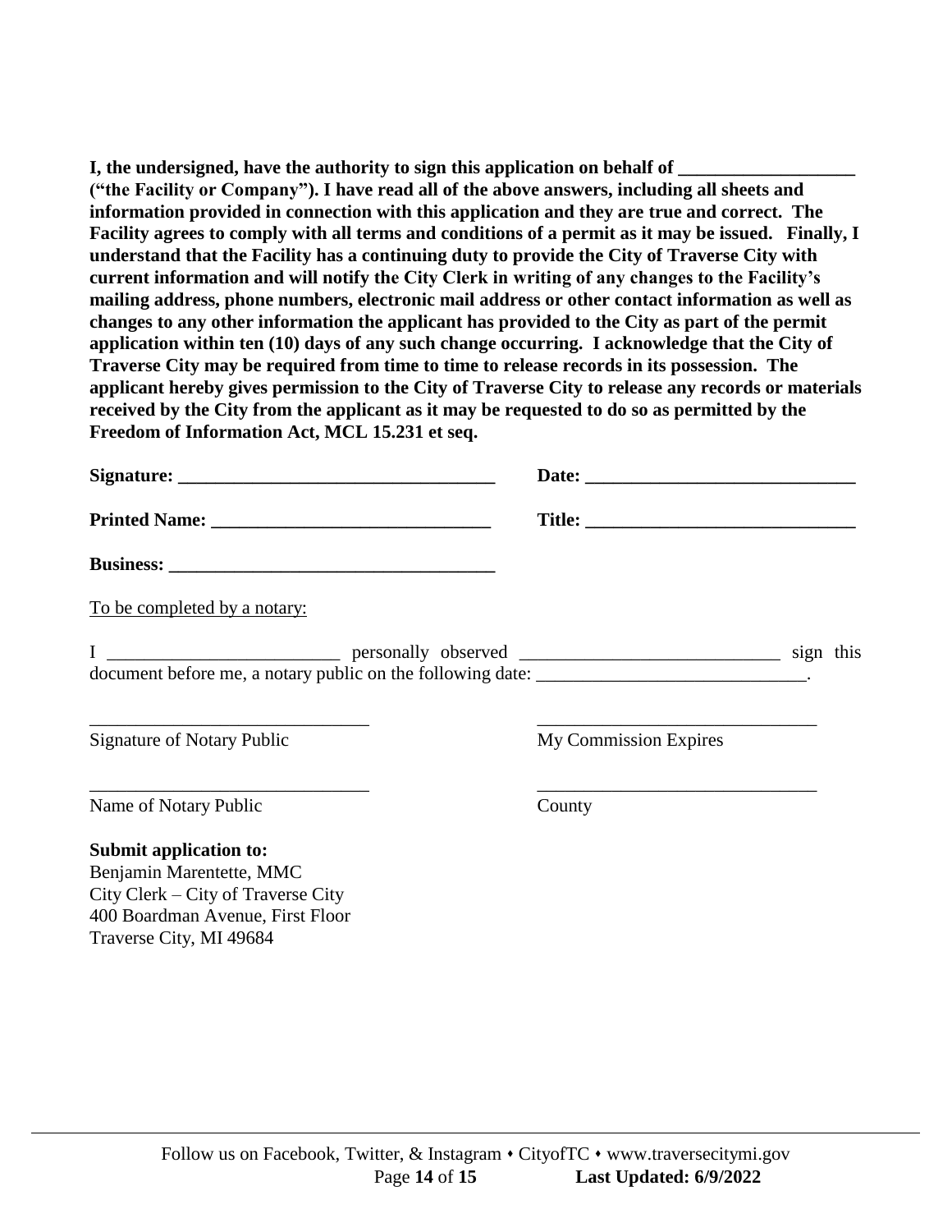**I, the undersigned, have the authority to sign this application on behalf of ___________________ ("the Facility or Company"). I have read all of the above answers, including all sheets and information provided in connection with this application and they are true and correct. The Facility agrees to comply with all terms and conditions of a permit as it may be issued. Finally, I understand that the Facility has a continuing duty to provide the City of Traverse City with current information and will notify the City Clerk in writing of any changes to the Facility's mailing address, phone numbers, electronic mail address or other contact information as well as changes to any other information the applicant has provided to the City as part of the permit application within ten (10) days of any such change occurring. I acknowledge that the City of Traverse City may be required from time to time to release records in its possession. The applicant hereby gives permission to the City of Traverse City to release any records or materials received by the City from the applicant as it may be requested to do so as permitted by the Freedom of Information Act, MCL 15.231 et seq.**

**Signature: __________________________________** **Date: _____________________________**

**Printed Name: ______________________________** **Title: _____________________________**

**Business: ___________________________________**

To be completed by a notary:

I _________________________ personally observed ____________________________ sign this document before me, a notary public on the following date: _____________________________.

______________________________ ______________________________
Signature of Notary Public My Commission Expires

______________________________ ______________________________
Name of Notary Public County

**Submit application to:**
Benjamin Marentette, MMC
City Clerk – City of Traverse City
400 Boardman Avenue, First Floor
Traverse City, MI 49684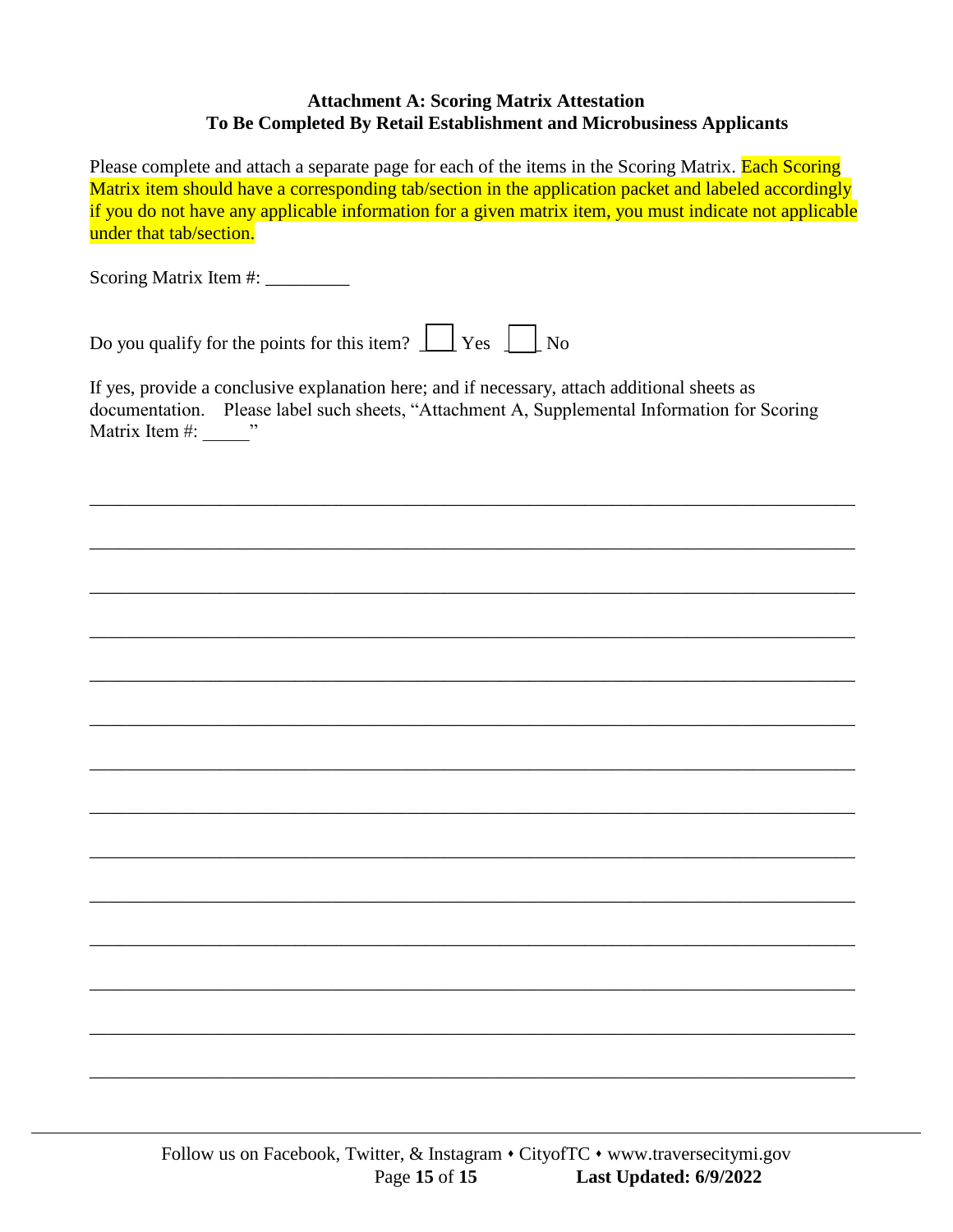**Attachment A: Scoring Matrix Attestation**
**To Be Completed By Retail Establishment and Microbusiness Applicants**

Please complete and attach a separate page for each of the items in the Scoring Matrix. Each Scoring Matrix item should have a corresponding tab/section in the application packet and labeled accordingly if you do not have any applicable information for a given matrix item, you must indicate not applicable under that tab/section.

Scoring Matrix Item #: _________

Do you qualify for the points for this item? ☐ Yes ☐ No

If yes, provide a conclusive explanation here; and if necessary, attach additional sheets as documentation. Please label such sheets, "Attachment A, Supplemental Information for Scoring Matrix Item #: _____"

______________________________________________________________________________

______________________________________________________________________________

______________________________________________________________________________

______________________________________________________________________________

______________________________________________________________________________

______________________________________________________________________________

______________________________________________________________________________

______________________________________________________________________________

______________________________________________________________________________

______________________________________________________________________________

______________________________________________________________________________

______________________________________________________________________________

______________________________________________________________________________

______________________________________________________________________________